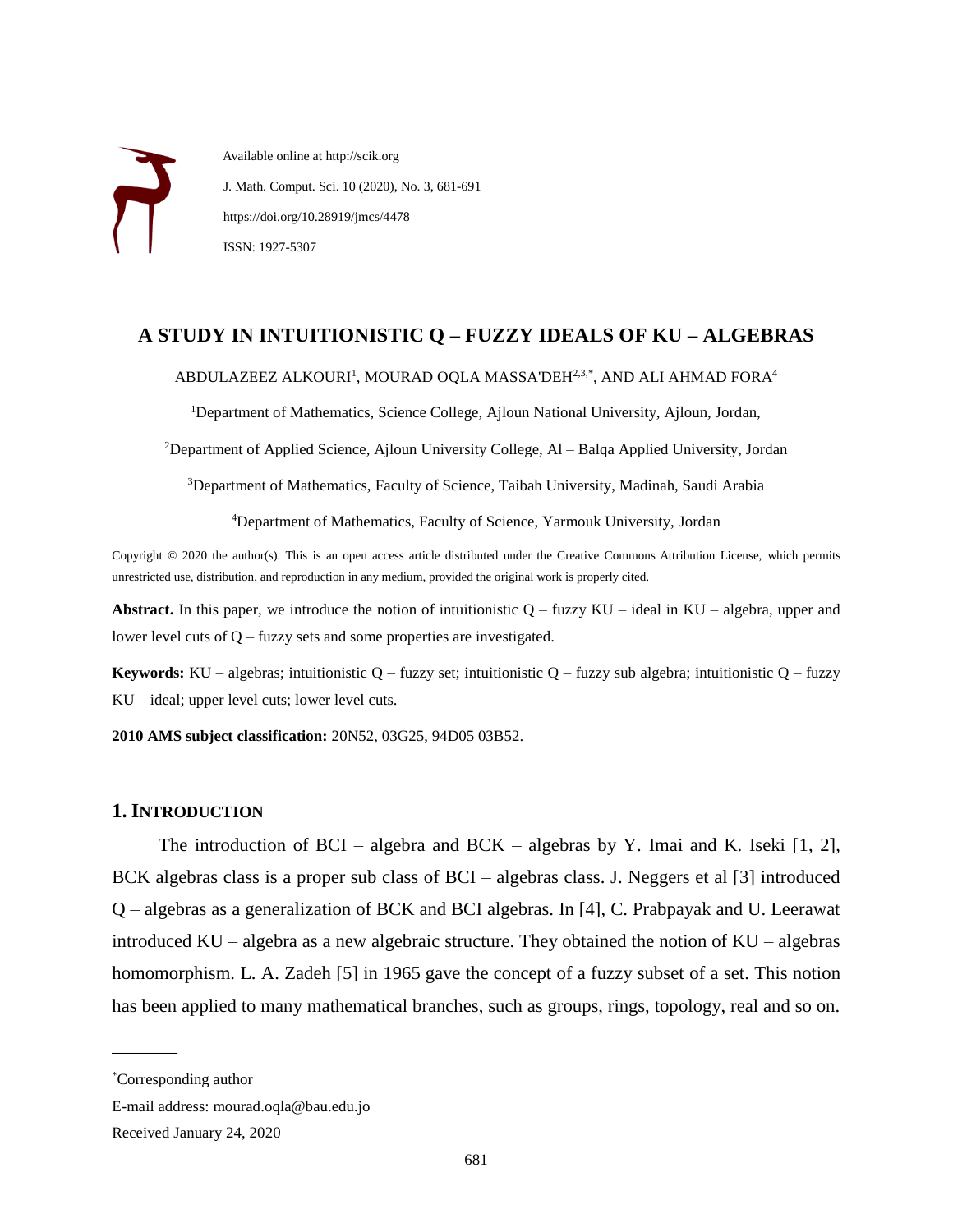Available online at http://scik.org

J. Math. Comput. Sci. 10 (2020), No. 3, 681-691

https://doi.org/10.28919/jmcs/4478

ISSN: 1927-5307

# A STUDY IN INTUITIONISTIC Q – FUZZY IDEALS OF KU – ALGEBRAS

ABDULAZEEZ ALKOURI[1], MOURAD OQLA MASSA'DEH[2,3,*], AND ALI AHMAD FORA[4]

[1]Department of Mathematics, Science College, Ajloun National University, Ajloun, Jordan,

[2]Department of Applied Science, Ajloun University College, Al – Balqa Applied University, Jordan

[3]Department of Mathematics, Faculty of Science, Taibah University, Madinah, Saudi Arabia

[4]Department of Mathematics, Faculty of Science, Yarmouk University, Jordan

Copyright © 2020 the author(s). This is an open access article distributed under the Creative Commons Attribution License, which permits unrestricted use, distribution, and reproduction in any medium, provided the original work is properly cited.

**Abstract.** In this paper, we introduce the notion of intuitionistic Q – fuzzy KU – ideal in KU – algebra, upper and lower level cuts of Q – fuzzy sets and some properties are investigated.

**Keywords:** KU – algebras; intuitionistic Q – fuzzy set; intuitionistic Q – fuzzy sub algebra; intuitionistic Q – fuzzy KU – ideal; upper level cuts; lower level cuts.

**2010 AMS subject classification:** 20N52, 03G25, 94D05 03B52.

## 1. INTRODUCTION

The introduction of BCI – algebra and BCK – algebras by Y. Imai and K. Iseki [1, 2], BCK algebras class is a proper sub class of BCI – algebras class. J. Neggers et al [3] introduced Q – algebras as a generalization of BCK and BCI algebras. In [4], C. Prabpayak and U. Leerawat introduced KU – algebra as a new algebraic structure. They obtained the notion of KU – algebras homomorphism. L. A. Zadeh [5] in 1965 gave the concept of a fuzzy subset of a set. This notion has been applied to many mathematical branches, such as groups, rings, topology, real and so on.

---

*Corresponding author

E-mail address: mourad.oqla@bau.edu.jo

Received January 24, 2020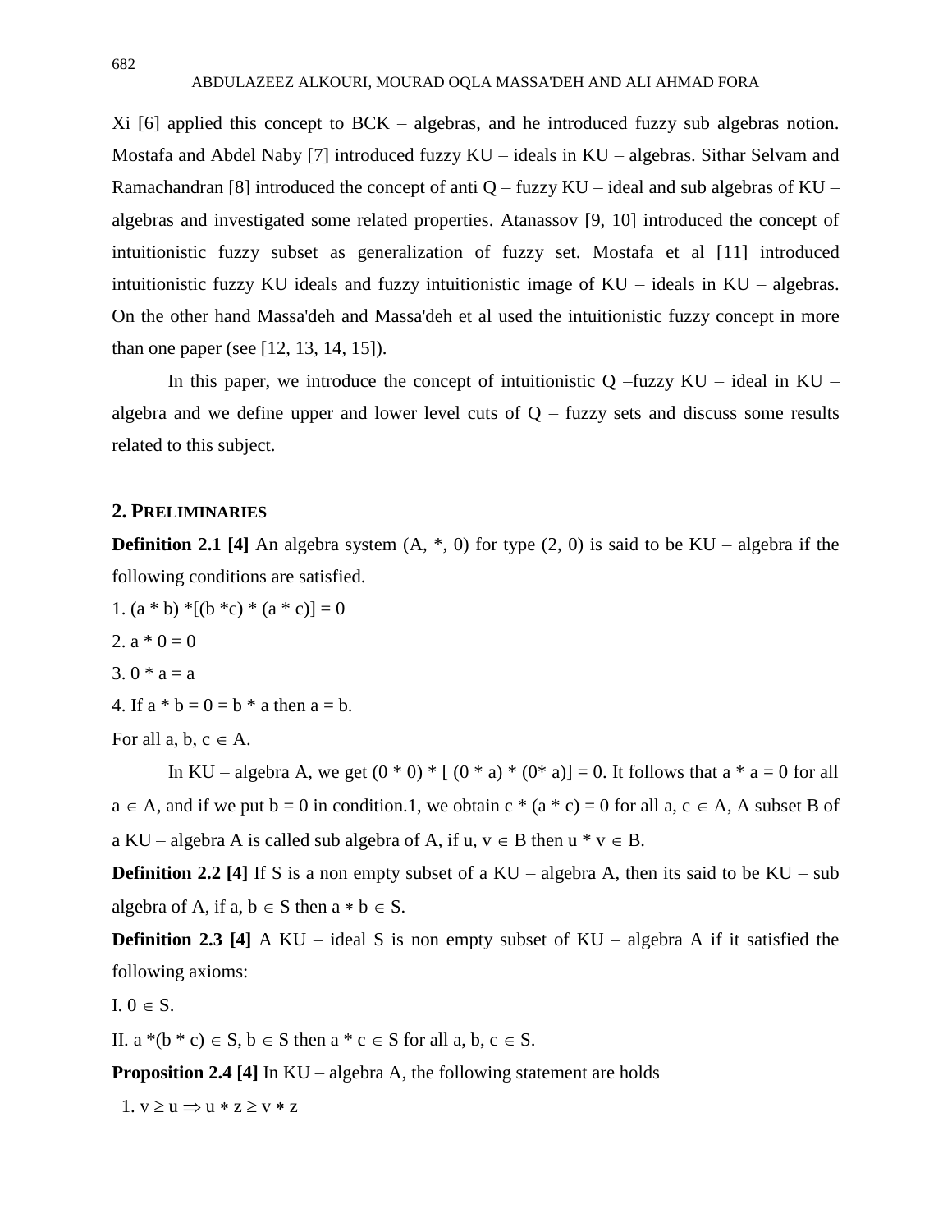Xi [6] applied this concept to BCK – algebras, and he introduced fuzzy sub algebras notion. Mostafa and Abdel Naby [7] introduced fuzzy KU – ideals in KU – algebras. Sithar Selvam and Ramachandran [8] introduced the concept of anti Q – fuzzy KU – ideal and sub algebras of KU – algebras and investigated some related properties. Atanassov [9, 10] introduced the concept of intuitionistic fuzzy subset as generalization of fuzzy set. Mostafa et al [11] introduced intuitionistic fuzzy KU ideals and fuzzy intuitionistic image of KU – ideals in KU – algebras. On the other hand Massa'deh and Massa'deh et al used the intuitionistic fuzzy concept in more than one paper (see [12, 13, 14, 15]).

In this paper, we introduce the concept of intuitionistic Q –fuzzy KU – ideal in KU – algebra and we define upper and lower level cuts of Q – fuzzy sets and discuss some results related to this subject.

## 2. Preliminaries

**Definition 2.1 [4]** An algebra system (A, *, 0) for type (2, 0) is said to be KU – algebra if the following conditions are satisfied.

1. $(a * b) * [(b * c) * (a * c)] = 0$
2. $a * 0 = 0$
3. $0 * a = a$
4. If $a * b = 0 = b * a$ then $a = b$.

For all $a, b, c \in A$.

In KU – algebra A, we get $(0 * 0) * [(0 * a) * (0 * a)] = 0$. It follows that $a * a = 0$ for all $a \in A$, and if we put $b = 0$ in condition.1, we obtain $c * (a * c) = 0$ for all $a, c \in A$, A subset B of a KU – algebra A is called sub algebra of A, if $u, v \in B$ then $u * v \in B$.

**Definition 2.2 [4]** If S is a non empty subset of a KU – algebra A, then its said to be KU – sub algebra of A, if $a, b \in S$ then $a * b \in S$.

**Definition 2.3 [4]** A KU – ideal S is non empty subset of KU – algebra A if it satisfied the following axioms:

I. $0 \in S$.

II. $a * (b * c) \in S$, $b \in S$ then $a * c \in S$ for all $a, b, c \in S$.

**Proposition 2.4 [4]** In KU – algebra A, the following statement are holds

1. $v \geq u \Rightarrow u * z \geq v * z$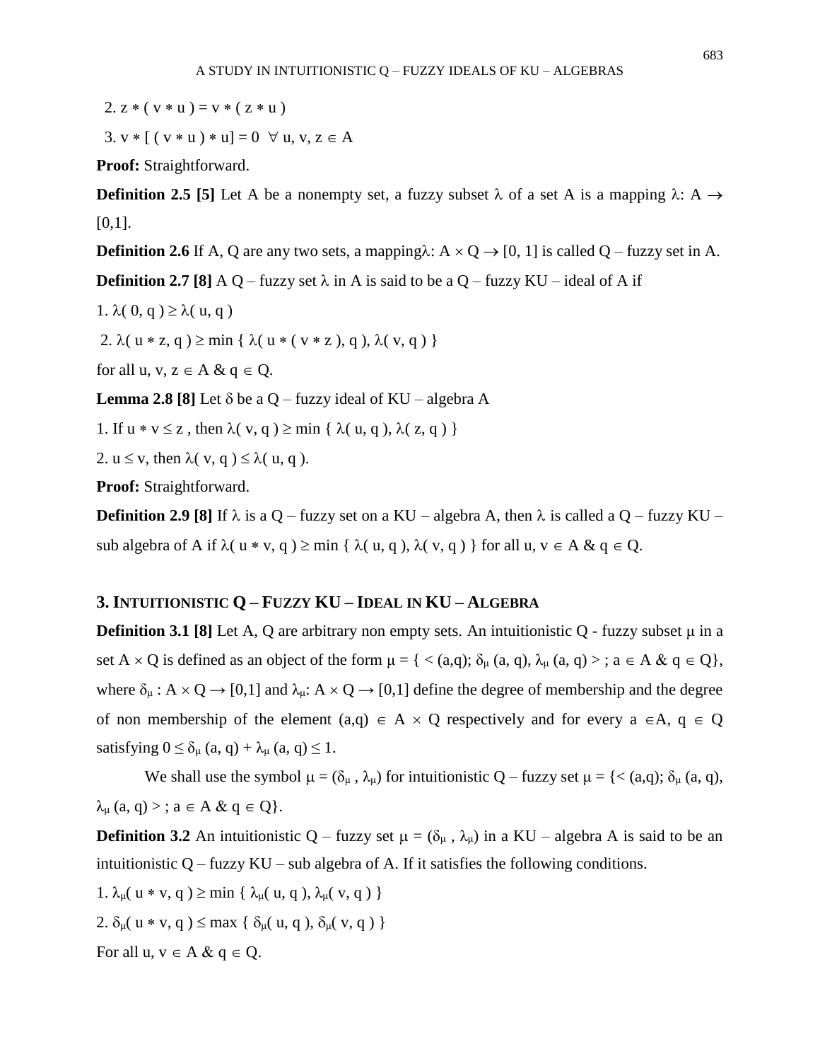2. $z * ( v * u ) = v * ( z * u )$

3. $v * [ ( v * u ) * u] = 0 \ \ \forall u, v, z \in A$

**Proof:** Straightforward.

**Definition 2.5 [5]** Let A be a nonempty set, a fuzzy subset $\lambda$ of a set A is a mapping $\lambda$: $A \to [0,1]$.

**Definition 2.6** If A, Q are any two sets, a mapping $\lambda$: $A \times Q \to [0, 1]$ is called Q – fuzzy set in A.

**Definition 2.7 [8]** A Q – fuzzy set $\lambda$ in A is said to be a Q – fuzzy KU – ideal of A if

1. $\lambda( 0, q ) \geq \lambda( u, q )$

2. $\lambda( u * z, q ) \geq \min \{ \lambda( u * ( v * z ), q ), \lambda( v, q ) \}$

for all $u, v, z \in A$ & $q \in Q$.

**Lemma 2.8 [8]** Let $\delta$ be a Q – fuzzy ideal of KU – algebra A

1. If $u * v \leq z$ , then $\lambda( v, q ) \geq \min \{ \lambda( u, q ), \lambda( z, q ) \}$

2. $u \leq v$, then $\lambda( v, q ) \leq \lambda( u, q )$.

**Proof:** Straightforward.

**Definition 2.9 [8]** If $\lambda$ is a Q – fuzzy set on a KU – algebra A, then $\lambda$ is called a Q – fuzzy KU – sub algebra of A if $\lambda( u * v, q ) \geq \min \{ \lambda( u, q ), \lambda( v, q ) \}$ for all $u, v \in A$ & $q \in Q$.

## 3. Intuitionistic Q – Fuzzy KU – Ideal in KU – Algebra

**Definition 3.1 [8]** Let A, Q are arbitrary non empty sets. An intuitionistic Q - fuzzy subset $\mu$ in a set $A \times Q$ is defined as an object of the form $\mu = \{ < (a,q); \delta_\mu (a, q), \lambda_\mu (a, q) > ; a \in A \ \& \ q \in Q\}$, where $\delta_\mu : A \times Q \to [0,1]$ and $\lambda_\mu: A \times Q \to [0,1]$ define the degree of membership and the degree of non membership of the element $(a,q) \in A \times Q$ respectively and for every $a \in A$, $q \in Q$ satisfying $0 \leq \delta_\mu (a, q) + \lambda_\mu (a, q) \leq 1$.

We shall use the symbol $\mu = (\delta_\mu , \lambda_\mu)$ for intuitionistic Q – fuzzy set $\mu = \{< (a,q); \delta_\mu (a, q), \lambda_\mu (a, q) > ; a \in A \ \& \ q \in Q\}$.

**Definition 3.2** An intuitionistic Q – fuzzy set $\mu = (\delta_\mu , \lambda_\mu)$ in a KU – algebra A is said to be an intuitionistic Q – fuzzy KU – sub algebra of A. If it satisfies the following conditions.

1. $\lambda_\mu( u * v, q ) \geq \min \{ \lambda_\mu( u, q ), \lambda_\mu( v, q ) \}$

2. $\delta_\mu( u * v, q ) \leq \max \{ \delta_\mu( u, q ), \delta_\mu( v, q ) \}$

For all $u, v \in A$ & $q \in Q$.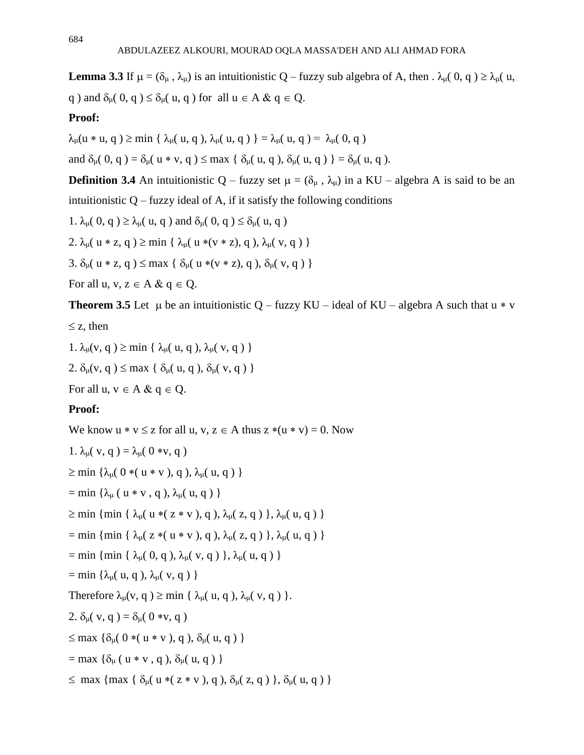**Lemma 3.3** If $\mu = (\delta_\mu , \lambda_\mu)$ is an intuitionistic Q – fuzzy sub algebra of A, then . $\lambda_\mu( 0, q ) \geq \lambda_\mu( u, q )$ and $\delta_\mu( 0, q ) \leq \delta_\mu( u, q )$ for all $u \in A$ & $q \in Q$.

**Proof:**

$\lambda_\mu(u * u, q ) \geq \min \{ \lambda_\mu( u, q ), \lambda_\mu( u, q ) \} = \lambda_\mu( u, q ) = \lambda_\mu( 0, q )$

and $\delta_\mu( 0, q ) = \delta_\mu( u * v, q ) \leq \max \{ \delta_\mu( u, q ), \delta_\mu( u, q ) \} = \delta_\mu( u, q )$.

**Definition 3.4** An intuitionistic Q – fuzzy set $\mu = (\delta_\mu , \lambda_\mu)$ in a KU – algebra A is said to be an intuitionistic Q – fuzzy ideal of A, if it satisfy the following conditions

1. $\lambda_\mu( 0, q ) \geq \lambda_\mu( u, q )$ and $\delta_\mu( 0, q ) \leq \delta_\mu( u, q )$
2. $\lambda_\mu( u * z, q ) \geq \min \{ \lambda_\mu( u *(v * z), q ), \lambda_\mu( v, q ) \}$
3. $\delta_\mu( u * z, q ) \leq \max \{ \delta_\mu( u *(v * z), q ), \delta_\mu( v, q ) \}$

For all $u, v, z \in A$ & $q \in Q$.

**Theorem 3.5** Let $\mu$ be an intuitionistic Q – fuzzy KU – ideal of KU – algebra A such that $u * v \leq z$, then

1. $\lambda_\mu(v, q ) \geq \min \{ \lambda_\mu( u, q ), \lambda_\mu( v, q ) \}$
2. $\delta_\mu(v, q ) \leq \max \{ \delta_\mu( u, q ), \delta_\mu( v, q ) \}$

For all $u, v \in A$ & $q \in Q$.

**Proof:**

We know $u * v \leq z$ for all $u, v, z \in A$ thus $z *(u * v) = 0$. Now

1. $\lambda_\mu( v, q ) = \lambda_\mu( 0 *v, q )$

$\geq \min \{\lambda_\mu( 0 *( u * v ), q ), \lambda_\mu( u, q ) \}$

$= \min \{\lambda_\mu ( u * v , q ), \lambda_\mu( u, q ) \}$

$\geq \min \{\min \{ \lambda_\mu( u *( z * v ), q ), \lambda_\mu( z, q ) \}, \lambda_\mu( u, q ) \}$

$= \min \{\min \{ \lambda_\mu( z *( u * v ), q ), \lambda_\mu( z, q ) \}, \lambda_\mu( u, q ) \}$

$= \min \{\min \{ \lambda_\mu( 0, q ), \lambda_\mu( v, q ) \}, \lambda_\mu( u, q ) \}$

$= \min \{\lambda_\mu( u, q ), \lambda_\mu( v, q ) \}$

Therefore $\lambda_\mu(v, q ) \geq \min \{ \lambda_\mu( u, q ), \lambda_\mu( v, q ) \}$.

2. $\delta_\mu( v, q ) = \delta_\mu( 0 *v, q )$

$\leq \max \{\delta_\mu( 0 *( u * v ), q ), \delta_\mu( u, q ) \}$

$= \max \{\delta_\mu ( u * v , q ), \delta_\mu( u, q ) \}$

$\leq \max \{\max \{ \delta_\mu( u *( z * v ), q ), \delta_\mu( z, q ) \}, \delta_\mu( u, q ) \}$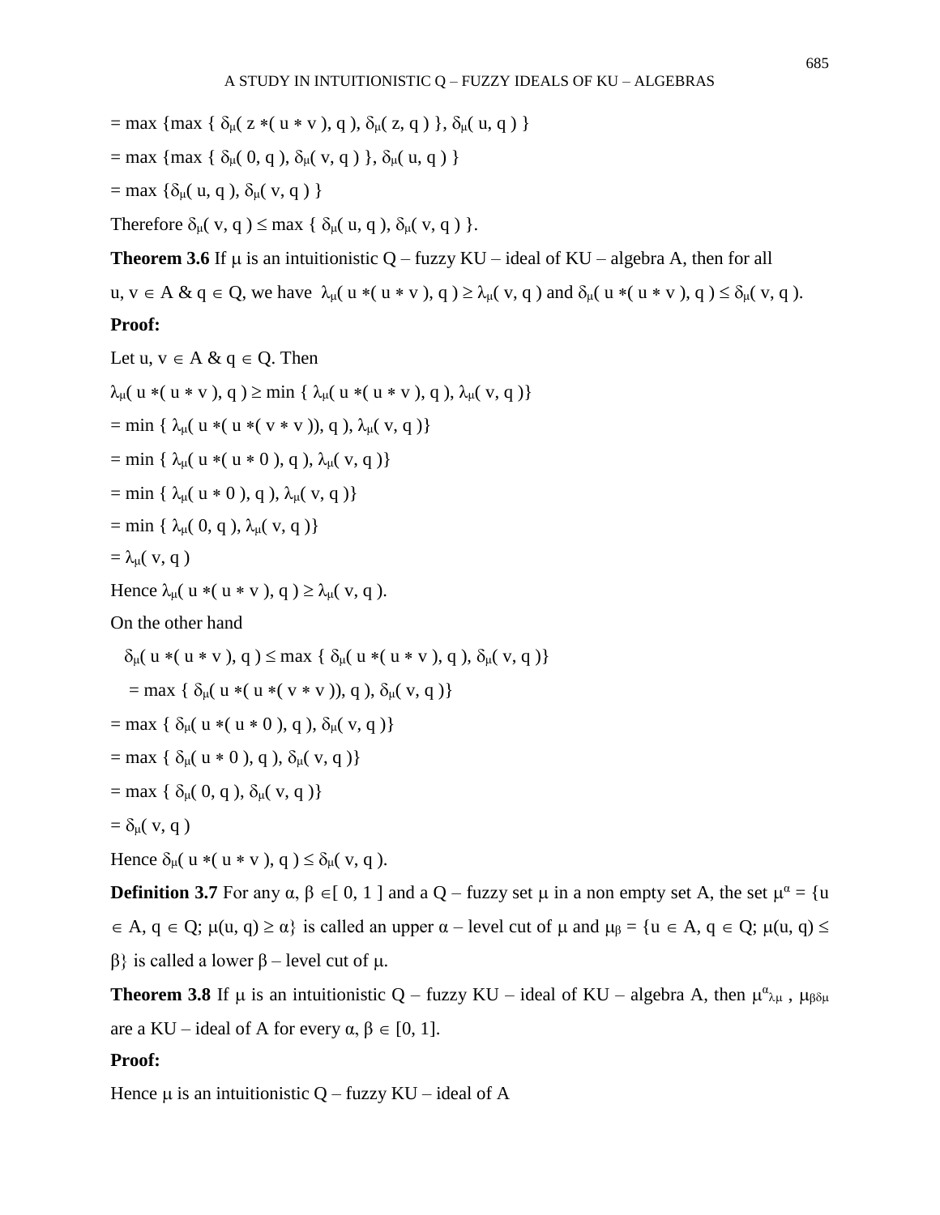$= \max \{\max \{ \delta_\mu( z *( u * v ), q ), \delta_\mu( z, q ) \}, \delta_\mu( u, q ) \}$

$= \max \{\max \{ \delta_\mu( 0, q ), \delta_\mu( v, q ) \}, \delta_\mu( u, q ) \}$

$= \max \{\delta_\mu( u, q ), \delta_\mu( v, q ) \}$

Therefore $\delta_\mu( v, q ) \leq \max \{ \delta_\mu( u, q ), \delta_\mu( v, q ) \}$.

**Theorem 3.6** If $\mu$ is an intuitionistic Q – fuzzy KU – ideal of KU – algebra A, then for all $u, v \in A$ & $q \in Q$, we have $\lambda_\mu( u *( u * v ), q ) \geq \lambda_\mu( v, q )$ and $\delta_\mu( u *( u * v ), q ) \leq \delta_\mu( v, q )$.

**Proof:**

Let $u, v \in A$ & $q \in Q$. Then

$\lambda_\mu( u *( u * v ), q ) \geq \min \{ \lambda_\mu( u *( u * v ), q ), \lambda_\mu( v, q )\}$

$= \min \{ \lambda_\mu( u *( u *( v * v )), q ), \lambda_\mu( v, q )\}$

$= \min \{ \lambda_\mu( u *( u * 0 ), q ), \lambda_\mu( v, q )\}$

$= \min \{ \lambda_\mu( u * 0 ), q ), \lambda_\mu( v, q )\}$

$= \min \{ \lambda_\mu( 0, q ), \lambda_\mu( v, q )\}$

$= \lambda_\mu( v, q )$

Hence $\lambda_\mu( u *( u * v ), q ) \geq \lambda_\mu( v, q )$.

On the other hand

$\delta_\mu( u *( u * v ), q ) \leq \max \{ \delta_\mu( u *( u * v ), q ), \delta_\mu( v, q )\}$

$= \max \{ \delta_\mu( u *( u *( v * v )), q ), \delta_\mu( v, q )\}$

$= \max \{ \delta_\mu( u *( u * 0 ), q ), \delta_\mu( v, q )\}$

$= \max \{ \delta_\mu( u * 0 ), q ), \delta_\mu( v, q )\}$

$= \max \{ \delta_\mu( 0, q ), \delta_\mu( v, q )\}$

$= \delta_\mu( v, q )$

Hence $\delta_\mu( u *( u * v ), q ) \leq \delta_\mu( v, q )$.

**Definition 3.7** For any $\alpha, \beta \in [ 0, 1 ]$ and a Q – fuzzy set $\mu$ in a non empty set A, the set $\mu^\alpha = \{u \in A, q \in Q; \mu(u, q) \geq \alpha\}$ is called an upper $\alpha$ – level cut of $\mu$ and $\mu_\beta = \{u \in A, q \in Q; \mu(u, q) \leq \beta\}$ is called a lower $\beta$ – level cut of $\mu$.

**Theorem 3.8** If $\mu$ is an intuitionistic Q – fuzzy KU – ideal of KU – algebra A, then $\mu^{\alpha}_{\lambda\mu}$ , $\mu_{\beta\delta\mu}$ are a KU – ideal of A for every $\alpha, \beta \in [0, 1]$.

**Proof:**

Hence $\mu$ is an intuitionistic Q – fuzzy KU – ideal of A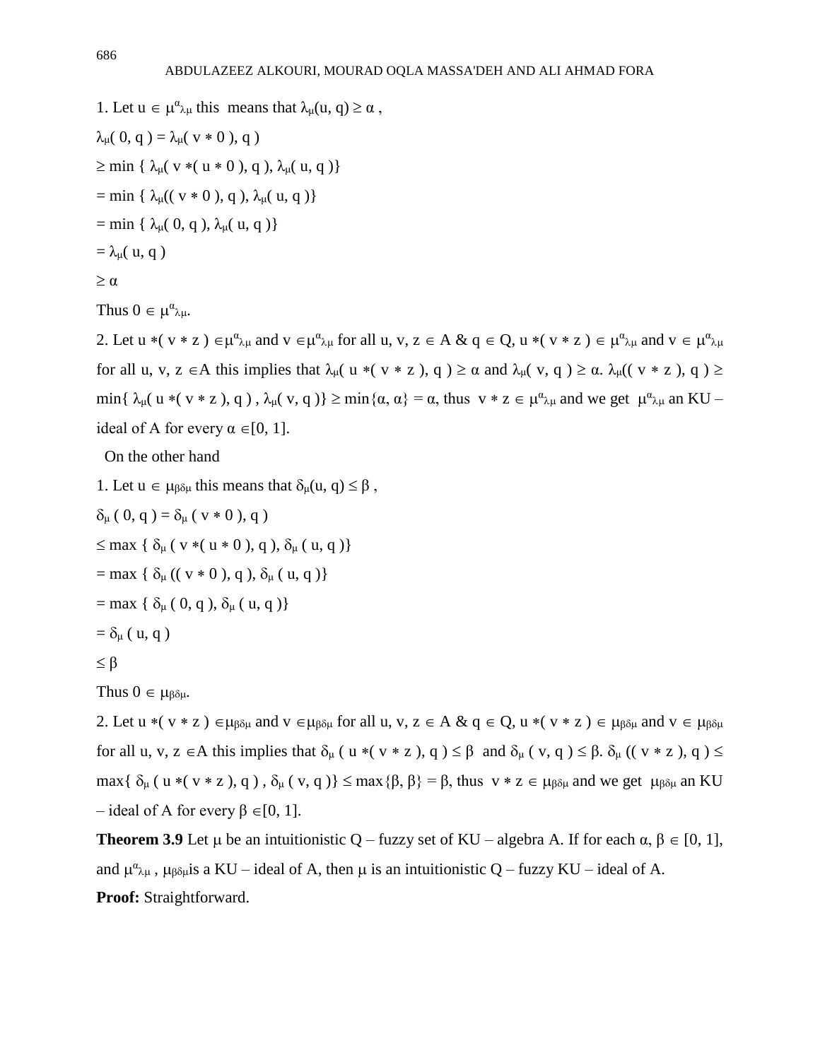1. Let $u \in \mu^{\alpha}_{\lambda\mu}$ this means that $\lambda_{\mu}(u, q) \geq \alpha$ ,

$\lambda_{\mu}( 0, q ) = \lambda_{\mu}( v * 0 ), q )$

$\geq \min \{ \lambda_{\mu}( v *( u * 0 ), q ), \lambda_{\mu}( u, q )\}$

$= \min \{ \lambda_{\mu}(( v * 0 ), q ), \lambda_{\mu}( u, q )\}$

$= \min \{ \lambda_{\mu}( 0, q ), \lambda_{\mu}( u, q )\}$

$= \lambda_{\mu}( u, q )$

$\geq \alpha$

Thus $0 \in \mu^{\alpha}_{\lambda\mu}$.

2. Let $u *( v * z ) \in \mu^{\alpha}_{\lambda\mu}$ and $v \in \mu^{\alpha}_{\lambda\mu}$ for all $u, v, z \in A$ & $q \in Q$, $u *( v * z ) \in \mu^{\alpha}_{\lambda\mu}$ and $v \in \mu^{\alpha}_{\lambda\mu}$ for all $u, v, z \in A$ this implies that $\lambda_{\mu}( u *( v * z ), q ) \geq \alpha$ and $\lambda_{\mu}( v, q ) \geq \alpha$. $\lambda_{\mu}(( v * z ), q ) \geq \min\{ \lambda_{\mu}( u *( v * z ), q ) , \lambda_{\mu}( v, q )\} \geq \min\{\alpha, \alpha\} = \alpha$, thus $v * z \in \mu^{\alpha}_{\lambda\mu}$ and we get $\mu^{\alpha}_{\lambda\mu}$ an KU – ideal of A for every $\alpha \in [0, 1]$.

On the other hand

1. Let $u \in \mu_{\beta\delta\mu}$ this means that $\delta_{\mu}(u, q) \leq \beta$ ,

$\delta_{\mu} ( 0, q ) = \delta_{\mu} ( v * 0 ), q )$

$\leq \max \{ \delta_{\mu} ( v *( u * 0 ), q ), \delta_{\mu} ( u, q )\}$

$= \max \{ \delta_{\mu} (( v * 0 ), q ), \delta_{\mu} ( u, q )\}$

$= \max \{ \delta_{\mu} ( 0, q ), \delta_{\mu} ( u, q )\}$

$= \delta_{\mu} ( u, q )$

$\leq \beta$

Thus $0 \in \mu_{\beta\delta\mu}$.

2. Let $u *( v * z ) \in \mu_{\beta\delta\mu}$ and $v \in \mu_{\beta\delta\mu}$ for all $u, v, z \in A$ & $q \in Q$, $u *( v * z ) \in \mu_{\beta\delta\mu}$ and $v \in \mu_{\beta\delta\mu}$ for all $u, v, z \in A$ this implies that $\delta_{\mu} ( u *( v * z ), q ) \leq \beta$ and $\delta_{\mu} ( v, q ) \leq \beta$. $\delta_{\mu} (( v * z ), q ) \leq \max\{ \delta_{\mu} ( u *( v * z ), q ) , \delta_{\mu} ( v, q )\} \leq \max\{\beta, \beta\} = \beta$, thus $v * z \in \mu_{\beta\delta\mu}$ and we get $\mu_{\beta\delta\mu}$ an KU – ideal of A for every $\beta \in [0, 1]$.

**Theorem 3.9** Let $\mu$ be an intuitionistic Q – fuzzy set of KU – algebra A. If for each $\alpha, \beta \in [0, 1]$, and $\mu^{\alpha}_{\lambda\mu}$ , $\mu_{\beta\delta\mu}$is a KU – ideal of A, then $\mu$ is an intuitionistic Q – fuzzy KU – ideal of A.

**Proof:** Straightforward.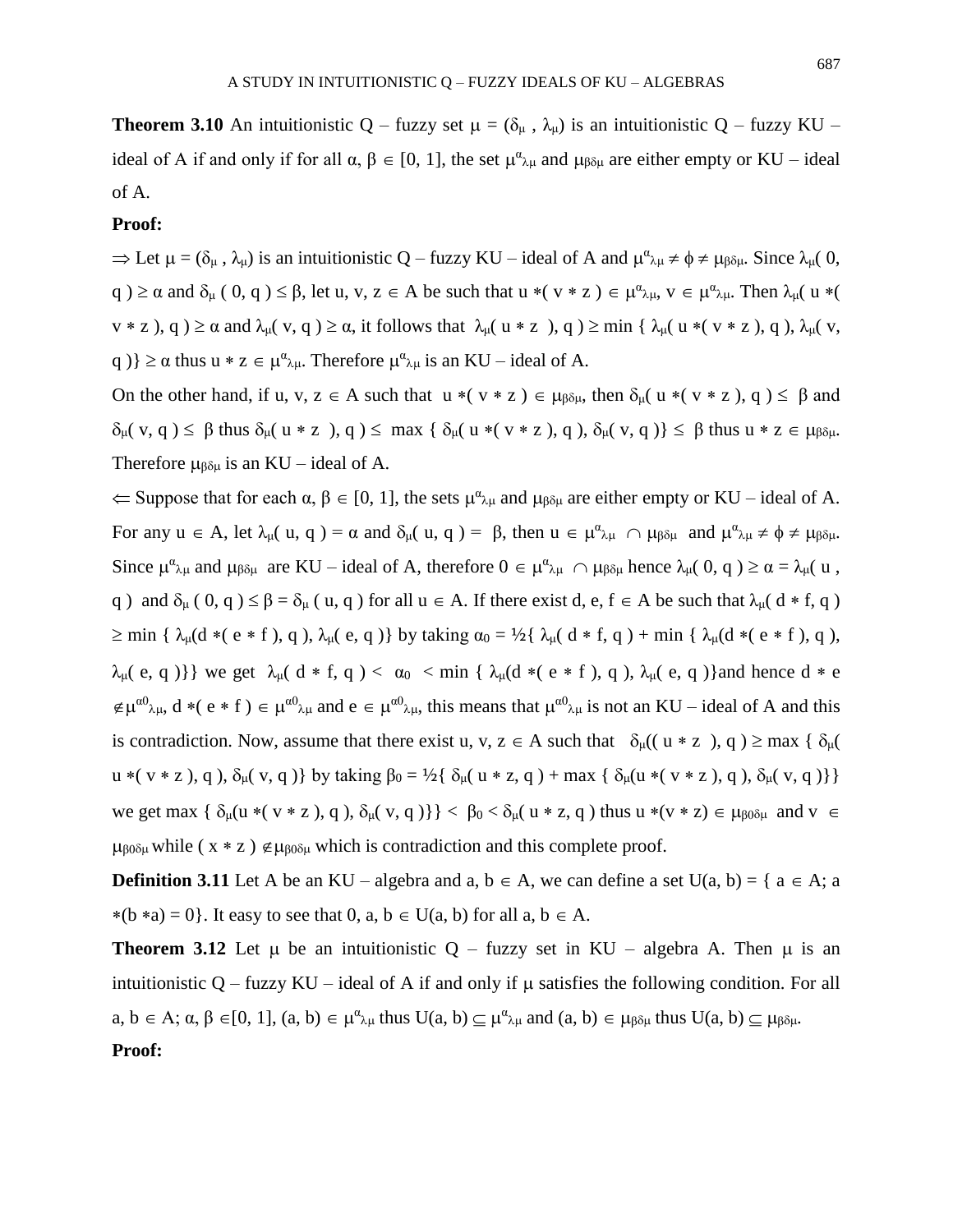**Theorem 3.10** An intuitionistic Q – fuzzy set $\mu = (\delta_\mu , \lambda_\mu)$ is an intuitionistic Q – fuzzy KU – ideal of A if and only if for all $\alpha, \beta \in [0, 1]$, the set $\mu^{\alpha}{}_{\lambda\mu}$ and $\mu_{\beta\delta\mu}$ are either empty or KU – ideal of A.

**Proof:**

$\Rightarrow$ Let $\mu = (\delta_\mu , \lambda_\mu)$ is an intuitionistic Q – fuzzy KU – ideal of A and $\mu^{\alpha}{}_{\lambda\mu} \neq \phi \neq \mu_{\beta\delta\mu}$. Since $\lambda_\mu( 0, q ) \geq \alpha$ and $\delta_\mu ( 0, q ) \leq \beta$, let $u, v, z \in A$ be such that $u *( v * z ) \in \mu^{\alpha}{}_{\lambda\mu}$, $v \in \mu^{\alpha}{}_{\lambda\mu}$. Then $\lambda_\mu( u *( v * z ), q ) \geq \alpha$ and $\lambda_\mu( v, q ) \geq \alpha$, it follows that $\lambda_\mu( u * z ), q ) \geq \min \{ \lambda_\mu( u *( v * z ), q ), \lambda_\mu( v, q )\} \geq \alpha$ thus $u * z \in \mu^{\alpha}{}_{\lambda\mu}$. Therefore $\mu^{\alpha}{}_{\lambda\mu}$ is an KU – ideal of A.

On the other hand, if $u, v, z \in A$ such that $u *( v * z ) \in \mu_{\beta\delta\mu}$, then $\delta_\mu( u *( v * z ), q ) \leq \beta$ and $\delta_\mu( v, q ) \leq \beta$ thus $\delta_\mu( u * z ), q ) \leq \max \{ \delta_\mu( u *( v * z ), q ), \delta_\mu( v, q )\} \leq \beta$ thus $u * z \in \mu_{\beta\delta\mu}$. Therefore $\mu_{\beta\delta\mu}$ is an KU – ideal of A.

$\Leftarrow$ Suppose that for each $\alpha, \beta \in [0, 1]$, the sets $\mu^{\alpha}{}_{\lambda\mu}$ and $\mu_{\beta\delta\mu}$ are either empty or KU – ideal of A. For any $u \in A$, let $\lambda_\mu( u, q ) = \alpha$ and $\delta_\mu( u, q ) = \beta$, then $u \in \mu^{\alpha}{}_{\lambda\mu} \cap \mu_{\beta\delta\mu}$ and $\mu^{\alpha}{}_{\lambda\mu} \neq \phi \neq \mu_{\beta\delta\mu}$. Since $\mu^{\alpha}{}_{\lambda\mu}$ and $\mu_{\beta\delta\mu}$ are KU – ideal of A, therefore $0 \in \mu^{\alpha}{}_{\lambda\mu} \cap \mu_{\beta\delta\mu}$ hence $\lambda_\mu( 0, q ) \geq \alpha = \lambda_\mu( u , q )$ and $\delta_\mu ( 0, q ) \leq \beta = \delta_\mu ( u, q )$ for all $u \in A$. If there exist $d, e, f \in A$ be such that $\lambda_\mu( d * f, q ) \geq \min \{ \lambda_\mu(d *( e * f ), q ), \lambda_\mu( e, q )\}$ by taking $\alpha_0 = ½\{ \lambda_\mu( d * f, q ) + \min \{ \lambda_\mu(d *( e * f ), q ), \lambda_\mu( e, q )\}\}$ we get $\lambda_\mu( d * f, q ) < \alpha_0 < \min \{ \lambda_\mu(d *( e * f ), q ), \lambda_\mu( e, q )\}$ and hence $d * e \notin \mu^{\alpha 0}{}_{\lambda\mu}$, $d *( e * f ) \in \mu^{\alpha 0}{}_{\lambda\mu}$ and $e \in \mu^{\alpha 0}{}_{\lambda\mu}$, this means that $\mu^{\alpha 0}{}_{\lambda\mu}$ is not an KU – ideal of A and this is contradiction. Now, assume that there exist $u, v, z \in A$ such that $\delta_\mu(( u * z ), q ) \geq \max \{ \delta_\mu( u *( v * z ), q ), \delta_\mu( v, q )\}$ by taking $\beta_0 = ½\{ \delta_\mu( u * z, q ) + \max \{ \delta_\mu(u *( v * z ), q ), \delta_\mu( v, q )\}\}$ we get $\max \{ \delta_\mu(u *( v * z ), q ), \delta_\mu( v, q )\}\} < \beta_0 < \delta_\mu( u * z, q )$ thus $u *(v * z) \in \mu_{\beta 0\delta\mu}$ and $v \in \mu_{\beta 0\delta\mu}$ while $( x * z ) \notin \mu_{\beta 0\delta\mu}$ which is contradiction and this complete proof.

**Definition 3.11** Let A be an KU – algebra and $a, b \in A$, we can define a set $U(a, b) = \{ a \in A; a *(b *a) = 0\}$. It easy to see that $0, a, b \in U(a, b)$ for all $a, b \in A$.

**Theorem 3.12** Let $\mu$ be an intuitionistic Q – fuzzy set in KU – algebra A. Then $\mu$ is an intuitionistic Q – fuzzy KU – ideal of A if and only if $\mu$ satisfies the following condition. For all $a, b \in A$; $\alpha, \beta \in [0, 1]$, $(a, b) \in \mu^{\alpha}{}_{\lambda\mu}$ thus $U(a, b) \subseteq \mu^{\alpha}{}_{\lambda\mu}$ and $(a, b) \in \mu_{\beta\delta\mu}$ thus $U(a, b) \subseteq \mu_{\beta\delta\mu}$.

**Proof:**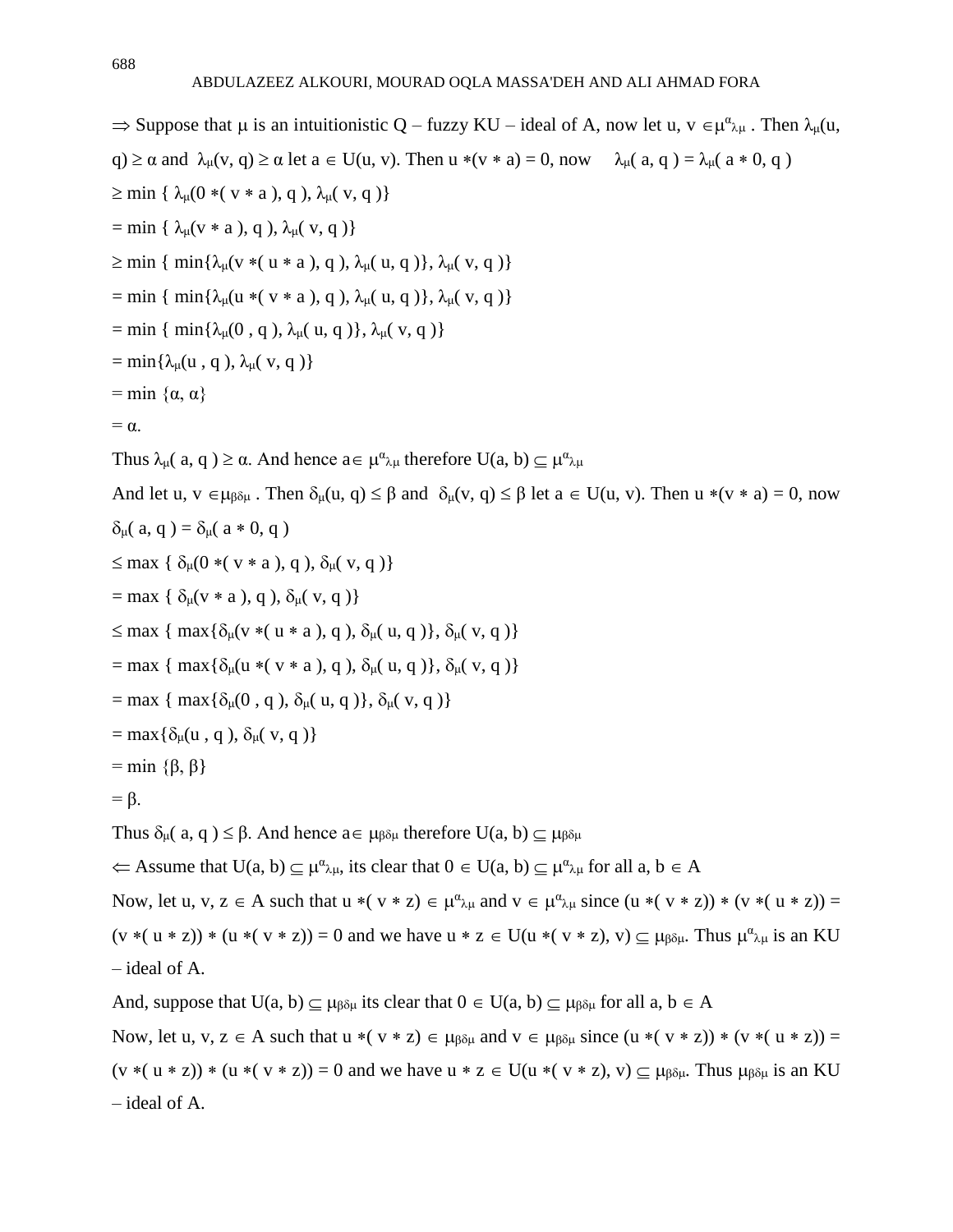$\Rightarrow$ Suppose that $\mu$ is an intuitionistic Q – fuzzy KU – ideal of A, now let u, v $\in \mu^{\alpha}{}_{\lambda\mu}$ . Then $\lambda_\mu$(u, q) $\geq \alpha$ and $\lambda_\mu$(v, q) $\geq \alpha$ let a $\in$ U(u, v). Then u $*$(v $*$ a) = 0, now $\lambda_\mu$( a, q ) = $\lambda_\mu$( a $*$ 0, q )

$\geq$ min { $\lambda_\mu$(0 $*$( v $*$ a ), q ), $\lambda_\mu$( v, q )}

= min { $\lambda_\mu$(v $*$ a ), q ), $\lambda_\mu$( v, q )}

$\geq$ min { min{$\lambda_\mu$(v $*$( u $*$ a ), q ), $\lambda_\mu$( u, q )}, $\lambda_\mu$( v, q )}

= min { min{$\lambda_\mu$(u $*$( v $*$ a ), q ), $\lambda_\mu$( u, q )}, $\lambda_\mu$( v, q )}

= min { min{$\lambda_\mu$(0 , q ), $\lambda_\mu$( u, q )}, $\lambda_\mu$( v, q )}

= min{$\lambda_\mu$(u , q ), $\lambda_\mu$( v, q )}

= min {$\alpha$, $\alpha$}

= $\alpha$.

Thus $\lambda_\mu$( a, q ) $\geq \alpha$. And hence a$\in \mu^{\alpha}{}_{\lambda\mu}$ therefore U(a, b) $\subseteq \mu^{\alpha}{}_{\lambda\mu}$

And let u, v $\in \mu_{\beta\delta\mu}$ . Then $\delta_\mu$(u, q) $\leq \beta$ and $\delta_\mu$(v, q) $\leq \beta$ let a $\in$ U(u, v). Then u $*$(v $*$ a) = 0, now $\delta_\mu$( a, q ) = $\delta_\mu$( a $*$ 0, q )

$\leq$ max { $\delta_\mu$(0 $*$( v $*$ a ), q ), $\delta_\mu$( v, q )}

= max { $\delta_\mu$(v $*$ a ), q ), $\delta_\mu$( v, q )}

$\leq$ max { max{$\delta_\mu$(v $*$( u $*$ a ), q ), $\delta_\mu$( u, q )}, $\delta_\mu$( v, q )}

= max { max{$\delta_\mu$(u $*$( v $*$ a ), q ), $\delta_\mu$( u, q )}, $\delta_\mu$( v, q )}

= max { max{$\delta_\mu$(0 , q ), $\delta_\mu$( u, q )}, $\delta_\mu$( v, q )}

= max{$\delta_\mu$(u , q ), $\delta_\mu$( v, q )}

= min {$\beta$, $\beta$}

= $\beta$.

Thus $\delta_\mu$( a, q ) $\leq \beta$. And hence a$\in \mu_{\beta\delta\mu}$ therefore U(a, b) $\subseteq \mu_{\beta\delta\mu}$

$\Leftarrow$ Assume that U(a, b) $\subseteq \mu^{\alpha}{}_{\lambda\mu}$, its clear that 0 $\in$ U(a, b) $\subseteq \mu^{\alpha}{}_{\lambda\mu}$ for all a, b $\in$ A

Now, let u, v, z $\in$ A such that u $*$( v $*$ z) $\in \mu^{\alpha}{}_{\lambda\mu}$ and v $\in \mu^{\alpha}{}_{\lambda\mu}$ since (u $*$( v $*$ z)) $*$ (v $*$( u $*$ z)) = (v $*$( u $*$ z)) $*$ (u $*$( v $*$ z)) = 0 and we have u $*$ z $\in$ U(u $*$( v $*$ z), v) $\subseteq \mu_{\beta\delta\mu}$. Thus $\mu^{\alpha}{}_{\lambda\mu}$ is an KU – ideal of A.

And, suppose that U(a, b) $\subseteq \mu_{\beta\delta\mu}$ its clear that 0 $\in$ U(a, b) $\subseteq \mu_{\beta\delta\mu}$ for all a, b $\in$ A

Now, let u, v, z $\in$ A such that u $*$( v $*$ z) $\in \mu_{\beta\delta\mu}$ and v $\in \mu_{\beta\delta\mu}$ since (u $*$( v $*$ z)) $*$ (v $*$( u $*$ z)) = (v $*$( u $*$ z)) $*$ (u $*$( v $*$ z)) = 0 and we have u $*$ z $\in$ U(u $*$( v $*$ z), v) $\subseteq \mu_{\beta\delta\mu}$. Thus $\mu_{\beta\delta\mu}$ is an KU – ideal of A.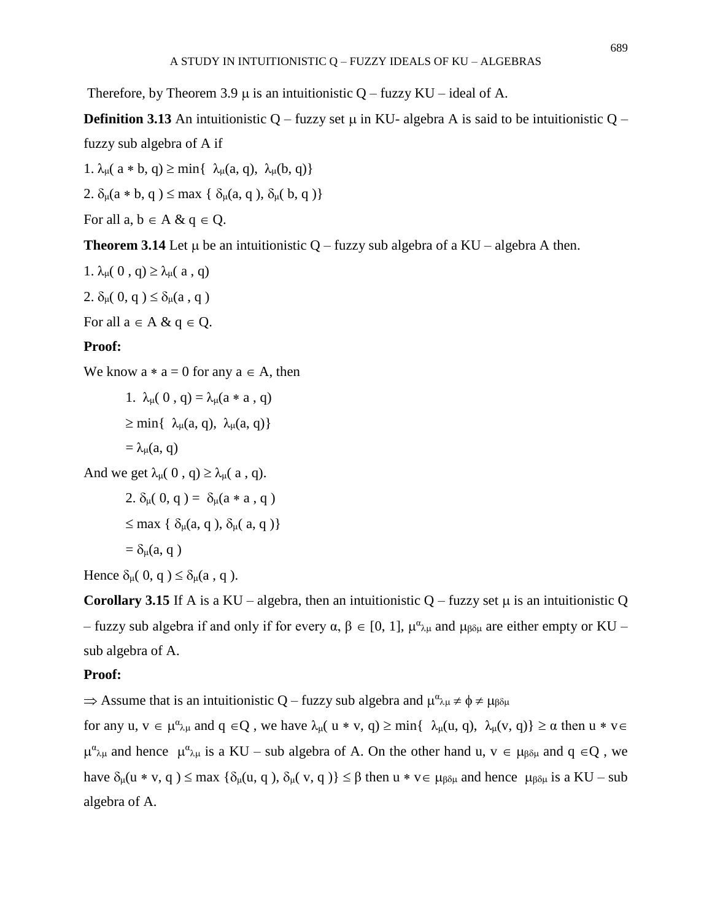Therefore, by Theorem 3.9 $\mu$ is an intuitionistic Q – fuzzy KU – ideal of A.

**Definition 3.13** An intuitionistic Q – fuzzy set $\mu$ in KU- algebra A is said to be intuitionistic Q – fuzzy sub algebra of A if

1. $\lambda_\mu( a * b, q) \geq \min\{ \lambda_\mu(a, q), \lambda_\mu(b, q)\}$

2. $\delta_\mu(a * b, q ) \leq \max \{ \delta_\mu(a, q ), \delta_\mu( b, q )\}$

For all $a, b \in A$ & $q \in Q$.

**Theorem 3.14** Let $\mu$ be an intuitionistic Q – fuzzy sub algebra of a KU – algebra A then.

1. $\lambda_\mu( 0 , q) \geq \lambda_\mu( a , q)$

2. $\delta_\mu( 0, q ) \leq \delta_\mu(a , q )$

For all $a \in A$ & $q \in Q$.

**Proof:**

We know $a * a = 0$ for any $a \in A$, then

1. $\lambda_\mu( 0 , q) = \lambda_\mu(a * a , q)$

$\geq \min\{ \lambda_\mu(a, q), \lambda_\mu(a, q)\}$

$= \lambda_\mu(a, q)$

And we get $\lambda_\mu( 0 , q) \geq \lambda_\mu( a , q)$.

2. $\delta_\mu( 0, q ) = \delta_\mu(a * a , q )$

$\leq \max \{ \delta_\mu(a, q ), \delta_\mu( a, q )\}$

$= \delta_\mu(a, q )$

Hence $\delta_\mu( 0, q ) \leq \delta_\mu(a , q )$.

**Corollary 3.15** If A is a KU – algebra, then an intuitionistic Q – fuzzy set $\mu$ is an intuitionistic Q – fuzzy sub algebra if and only if for every $\alpha, \beta \in [0, 1]$, $\mu^{\alpha}{}_{\lambda\mu}$ and $\mu_{\beta\delta\mu}$ are either empty or KU – sub algebra of A.

**Proof:**

$\Rightarrow$ Assume that is an intuitionistic Q – fuzzy sub algebra and $\mu^{\alpha}{}_{\lambda\mu} \neq \phi \neq \mu_{\beta\delta\mu}$

for any $u, v \in \mu^{\alpha}{}_{\lambda\mu}$ and $q \in Q$ , we have $\lambda_\mu( u * v, q) \geq \min\{ \lambda_\mu(u, q), \lambda_\mu(v, q)\} \geq \alpha$ then $u * v \in \mu^{\alpha}{}_{\lambda\mu}$ and hence $\mu^{\alpha}{}_{\lambda\mu}$ is a KU – sub algebra of A. On the other hand $u, v \in \mu_{\beta\delta\mu}$ and $q \in Q$ , we have $\delta_\mu(u * v, q ) \leq \max \{\delta_\mu(u, q ), \delta_\mu( v, q )\} \leq \beta$ then $u * v \in \mu_{\beta\delta\mu}$ and hence $\mu_{\beta\delta\mu}$ is a KU – sub algebra of A.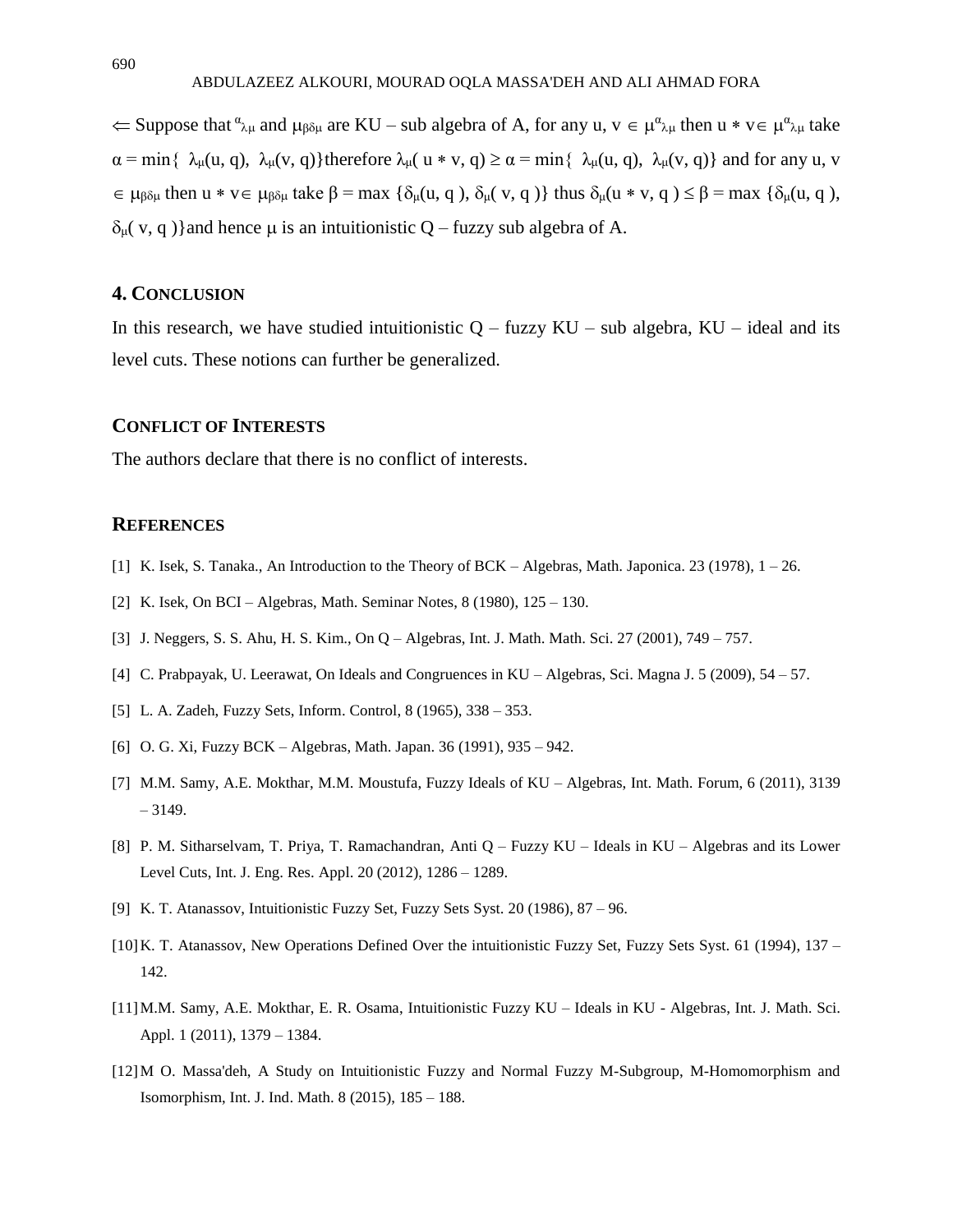$\Leftarrow$ Suppose that ${}^{\alpha}{}_{\lambda\mu}$ and $\mu_{\beta\delta\mu}$ are KU – sub algebra of A, for any u, v $\in \mu^{\alpha}{}_{\lambda\mu}$ then u $*$ v$\in \mu^{\alpha}{}_{\lambda\mu}$ take $\alpha = \min\{\ \lambda_{\mu}(u, q),\ \lambda_{\mu}(v, q)\}$therefore $\lambda_{\mu}(\ u * v, q) \geq \alpha = \min\{\ \lambda_{\mu}(u, q),\ \lambda_{\mu}(v, q)\}$ and for any u, v $\in \mu_{\beta\delta\mu}$ then u $*$ v$\in \mu_{\beta\delta\mu}$ take $\beta = \max\ \{\delta_{\mu}(u, q\ ), \delta_{\mu}(\ v, q\ )\}$ thus $\delta_{\mu}(u * v, q\ ) \leq \beta = \max\ \{\delta_{\mu}(u, q\ ), \delta_{\mu}(\ v, q\ )\}$and hence $\mu$ is an intuitionistic Q – fuzzy sub algebra of A.

## 4. Conclusion

In this research, we have studied intuitionistic Q – fuzzy KU – sub algebra, KU – ideal and its level cuts. These notions can further be generalized.

## Conflict of Interests

The authors declare that there is no conflict of interests.

## References

[1] K. Isek, S. Tanaka., An Introduction to the Theory of BCK – Algebras, Math. Japonica. 23 (1978), 1 – 26.

[2] K. Isek, On BCI – Algebras, Math. Seminar Notes, 8 (1980), 125 – 130.

[3] J. Neggers, S. S. Ahu, H. S. Kim., On Q – Algebras, Int. J. Math. Math. Sci. 27 (2001), 749 – 757.

[4] C. Prabpayak, U. Leerawat, On Ideals and Congruences in KU – Algebras, Sci. Magna J. 5 (2009), 54 – 57.

[5] L. A. Zadeh, Fuzzy Sets, Inform. Control, 8 (1965), 338 – 353.

[6] O. G. Xi, Fuzzy BCK – Algebras, Math. Japan. 36 (1991), 935 – 942.

[7] M.M. Samy, A.E. Mokthar, M.M. Moustufa, Fuzzy Ideals of KU – Algebras, Int. Math. Forum, 6 (2011), 3139 – 3149.

[8] P. M. Sitharselvam, T. Priya, T. Ramachandran, Anti Q – Fuzzy KU – Ideals in KU – Algebras and its Lower Level Cuts, Int. J. Eng. Res. Appl. 20 (2012), 1286 – 1289.

[9] K. T. Atanassov, Intuitionistic Fuzzy Set, Fuzzy Sets Syst. 20 (1986), 87 – 96.

[10] K. T. Atanassov, New Operations Defined Over the intuitionistic Fuzzy Set, Fuzzy Sets Syst. 61 (1994), 137 – 142.

[11] M.M. Samy, A.E. Mokthar, E. R. Osama, Intuitionistic Fuzzy KU – Ideals in KU - Algebras, Int. J. Math. Sci. Appl. 1 (2011), 1379 – 1384.

[12] M O. Massa'deh, A Study on Intuitionistic Fuzzy and Normal Fuzzy M-Subgroup, M-Homomorphism and Isomorphism, Int. J. Ind. Math. 8 (2015), 185 – 188.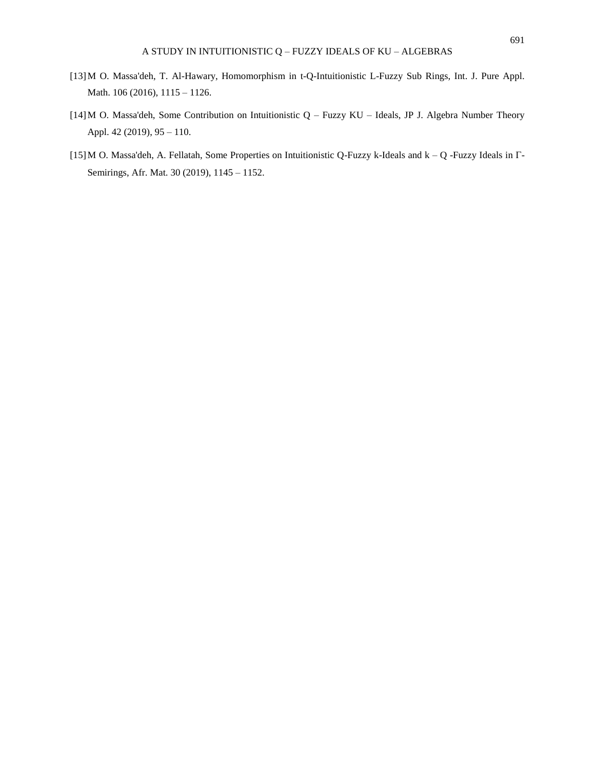[13] M O. Massa'deh, T. Al-Hawary, Homomorphism in t-Q-Intuitionistic L-Fuzzy Sub Rings, Int. J. Pure Appl. Math. 106 (2016), 1115 – 1126.

[14] M O. Massa'deh, Some Contribution on Intuitionistic Q – Fuzzy KU – Ideals, JP J. Algebra Number Theory Appl. 42 (2019), 95 – 110.

[15] M O. Massa'deh, A. Fellatah, Some Properties on Intuitionistic Q-Fuzzy k-Ideals and k – Q -Fuzzy Ideals in Γ-Semirings, Afr. Mat. 30 (2019), 1145 – 1152.